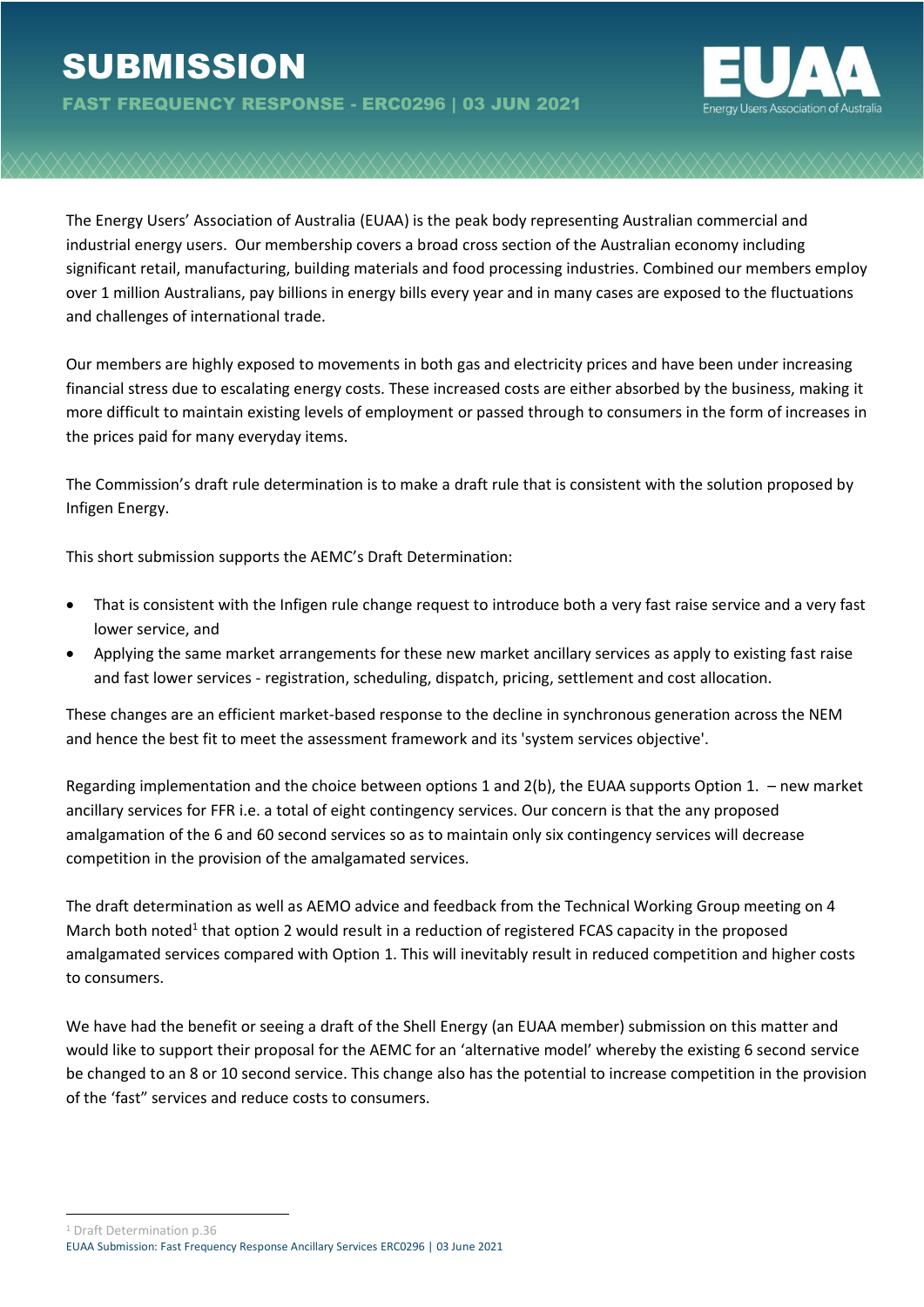# SUBMISSION

**FAST FREQUENCY RESPONSE - ERC0296 | 03 JUN 2021**

The Energy Users' Association of Australia (EUAA) is the peak body representing Australian commercial and industrial energy users. Our membership covers a broad cross section of the Australian economy including significant retail, manufacturing, building materials and food processing industries. Combined our members employ over 1 million Australians, pay billions in energy bills every year and in many cases are exposed to the fluctuations and challenges of international trade.

Our members are highly exposed to movements in both gas and electricity prices and have been under increasing financial stress due to escalating energy costs. These increased costs are either absorbed by the business, making it more difficult to maintain existing levels of employment or passed through to consumers in the form of increases in the prices paid for many everyday items.

The Commission's draft rule determination is to make a draft rule that is consistent with the solution proposed by Infigen Energy.

This short submission supports the AEMC's Draft Determination:

- That is consistent with the Infigen rule change request to introduce both a very fast raise service and a very fast lower service, and
- Applying the same market arrangements for these new market ancillary services as apply to existing fast raise and fast lower services - registration, scheduling, dispatch, pricing, settlement and cost allocation.

These changes are an efficient market-based response to the decline in synchronous generation across the NEM and hence the best fit to meet the assessment framework and its 'system services objective'.

Regarding implementation and the choice between options 1 and 2(b), the EUAA supports Option 1. – new market ancillary services for FFR i.e. a total of eight contingency services. Our concern is that the any proposed amalgamation of the 6 and 60 second services so as to maintain only six contingency services will decrease competition in the provision of the amalgamated services.

The draft determination as well as AEMO advice and feedback from the Technical Working Group meeting on 4 March both noted[1] that option 2 would result in a reduction of registered FCAS capacity in the proposed amalgamated services compared with Option 1. This will inevitably result in reduced competition and higher costs to consumers.

We have had the benefit or seeing a draft of the Shell Energy (an EUAA member) submission on this matter and would like to support their proposal for the AEMC for an 'alternative model' whereby the existing 6 second service be changed to an 8 or 10 second service. This change also has the potential to increase competition in the provision of the 'fast" services and reduce costs to consumers.

[1] Draft Determination p.36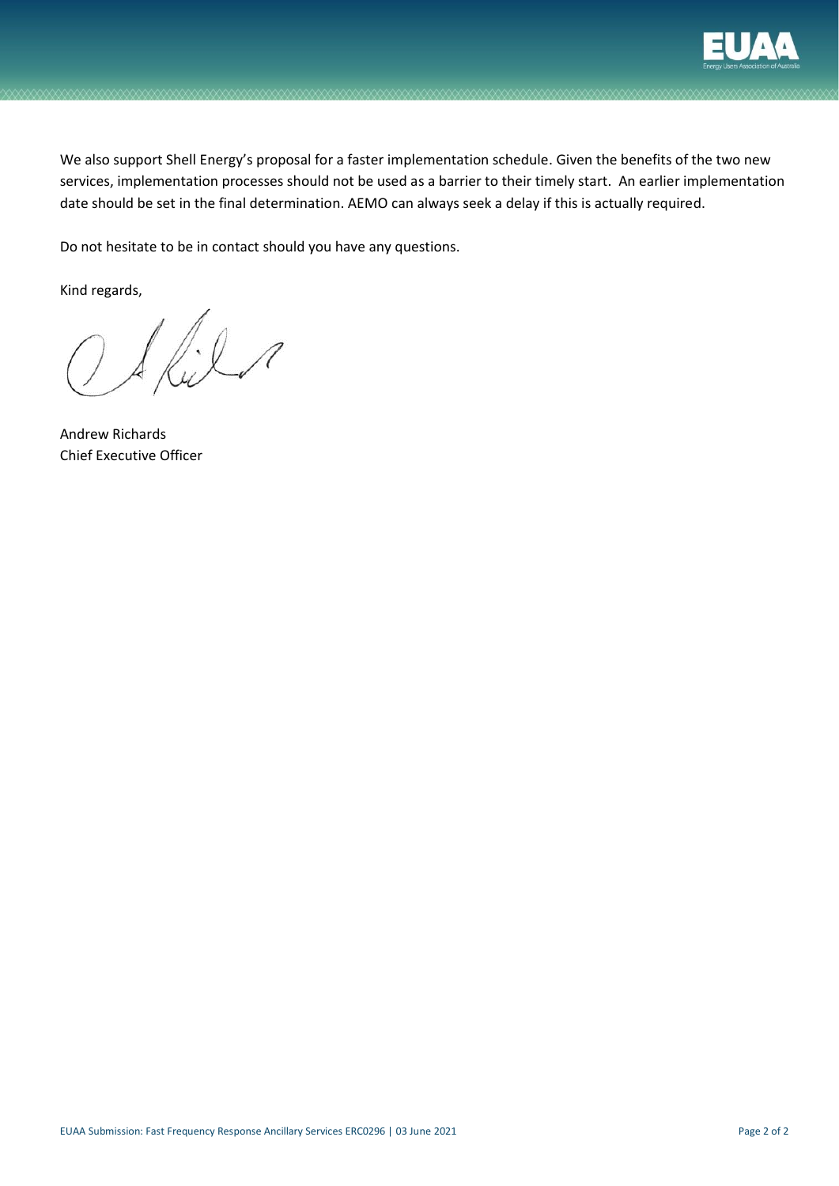We also support Shell Energy's proposal for a faster implementation schedule. Given the benefits of the two new services, implementation processes should not be used as a barrier to their timely start. An earlier implementation date should be set in the final determination. AEMO can always seek a delay if this is actually required.

Do not hesitate to be in contact should you have any questions.

Kind regards,

Andrew Richards
Chief Executive Officer